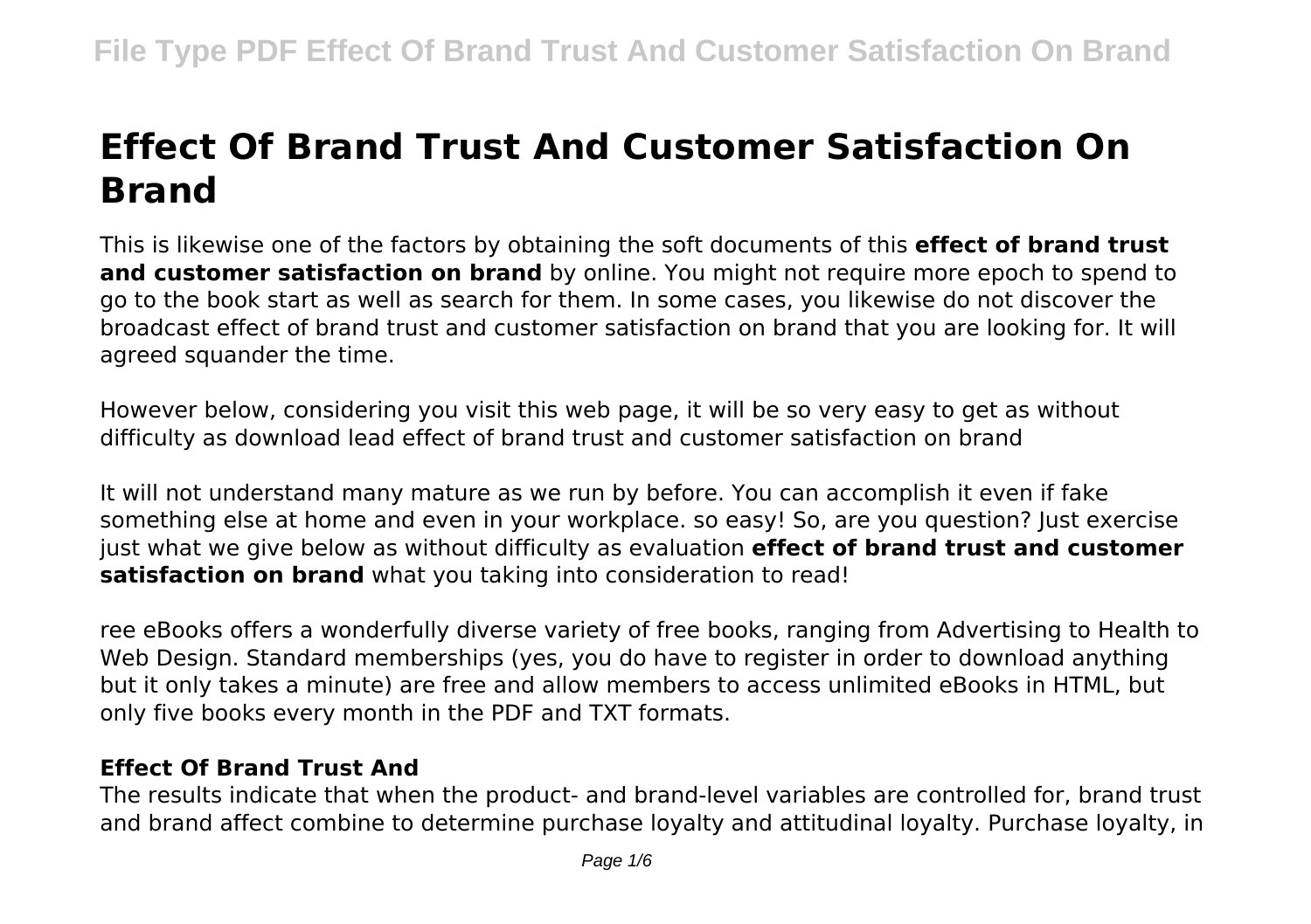# Effect Of Brand Trust And Customer Satisfaction On Brand

This is likewise one of the factors by obtaining the soft documents of this **effect of brand trust and customer satisfaction on brand** by online. You might not require more epoch to spend to go to the book start as well as search for them. In some cases, you likewise do not discover the broadcast effect of brand trust and customer satisfaction on brand that you are looking for. It will agreed squander the time.

However below, considering you visit this web page, it will be so very easy to get as without difficulty as download lead effect of brand trust and customer satisfaction on brand

It will not understand many mature as we run by before. You can accomplish it even if fake something else at home and even in your workplace. so easy! So, are you question? Just exercise just what we give below as without difficulty as evaluation **effect of brand trust and customer satisfaction on brand** what you taking into consideration to read!

ree eBooks offers a wonderfully diverse variety of free books, ranging from Advertising to Health to Web Design. Standard memberships (yes, you do have to register in order to download anything but it only takes a minute) are free and allow members to access unlimited eBooks in HTML, but only five books every month in the PDF and TXT formats.

## Effect Of Brand Trust And

The results indicate that when the product- and brand-level variables are controlled for, brand trust and brand affect combine to determine purchase loyalty and attitudinal loyalty. Purchase loyalty, in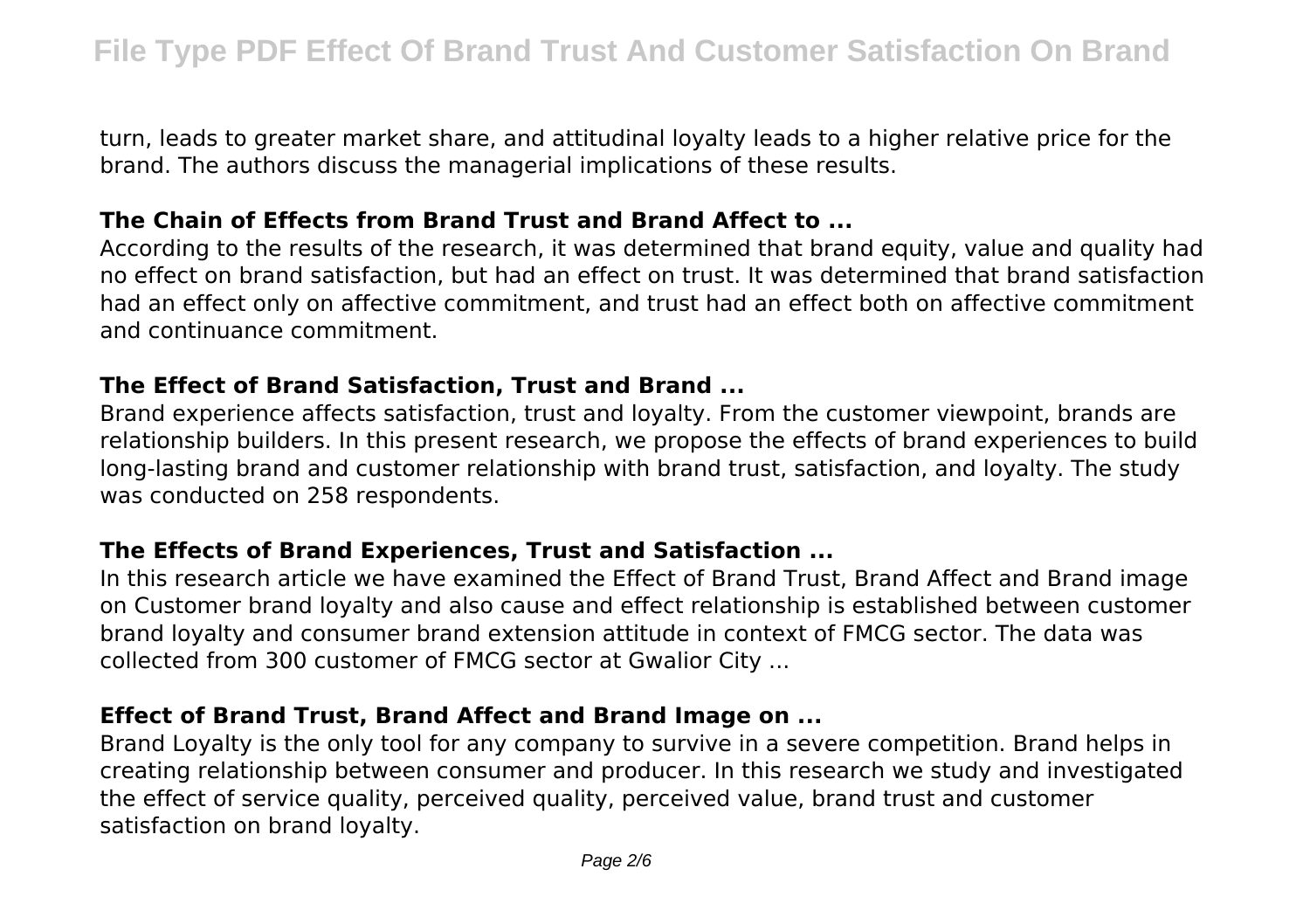turn, leads to greater market share, and attitudinal loyalty leads to a higher relative price for the brand. The authors discuss the managerial implications of these results.

### The Chain of Effects from Brand Trust and Brand Affect to ...

According to the results of the research, it was determined that brand equity, value and quality had no effect on brand satisfaction, but had an effect on trust. It was determined that brand satisfaction had an effect only on affective commitment, and trust had an effect both on affective commitment and continuance commitment.

### The Effect of Brand Satisfaction, Trust and Brand ...

Brand experience affects satisfaction, trust and loyalty. From the customer viewpoint, brands are relationship builders. In this present research, we propose the effects of brand experiences to build long-lasting brand and customer relationship with brand trust, satisfaction, and loyalty. The study was conducted on 258 respondents.

### The Effects of Brand Experiences, Trust and Satisfaction ...

In this research article we have examined the Effect of Brand Trust, Brand Affect and Brand image on Customer brand loyalty and also cause and effect relationship is established between customer brand loyalty and consumer brand extension attitude in context of FMCG sector. The data was collected from 300 customer of FMCG sector at Gwalior City ...

### Effect of Brand Trust, Brand Affect and Brand Image on ...

Brand Loyalty is the only tool for any company to survive in a severe competition. Brand helps in creating relationship between consumer and producer. In this research we study and investigated the effect of service quality, perceived quality, perceived value, brand trust and customer satisfaction on brand loyalty.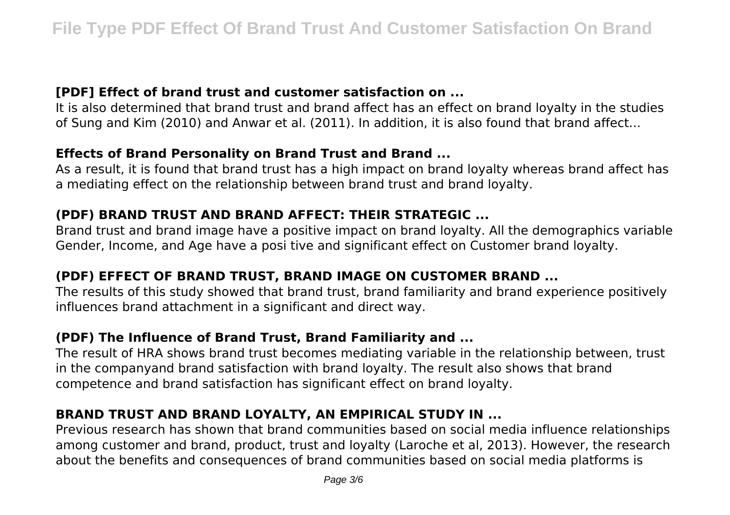### [PDF] Effect of brand trust and customer satisfaction on ...

It is also determined that brand trust and brand affect has an effect on brand loyalty in the studies of Sung and Kim (2010) and Anwar et al. (2011). In addition, it is also found that brand affect...

### Effects of Brand Personality on Brand Trust and Brand ...

As a result, it is found that brand trust has a high impact on brand loyalty whereas brand affect has a mediating effect on the relationship between brand trust and brand loyalty.

### (PDF) BRAND TRUST AND BRAND AFFECT: THEIR STRATEGIC ...

Brand trust and brand image have a positive impact on brand loyalty. All the demographics variable Gender, Income, and Age have a posi tive and significant effect on Customer brand loyalty.

### (PDF) EFFECT OF BRAND TRUST, BRAND IMAGE ON CUSTOMER BRAND ...

The results of this study showed that brand trust, brand familiarity and brand experience positively influences brand attachment in a significant and direct way.

### (PDF) The Influence of Brand Trust, Brand Familiarity and ...

The result of HRA shows brand trust becomes mediating variable in the relationship between, trust in the companyand brand satisfaction with brand loyalty. The result also shows that brand competence and brand satisfaction has significant effect on brand loyalty.

### BRAND TRUST AND BRAND LOYALTY, AN EMPIRICAL STUDY IN ...

Previous research has shown that brand communities based on social media influence relationships among customer and brand, product, trust and loyalty (Laroche et al, 2013). However, the research about the benefits and consequences of brand communities based on social media platforms is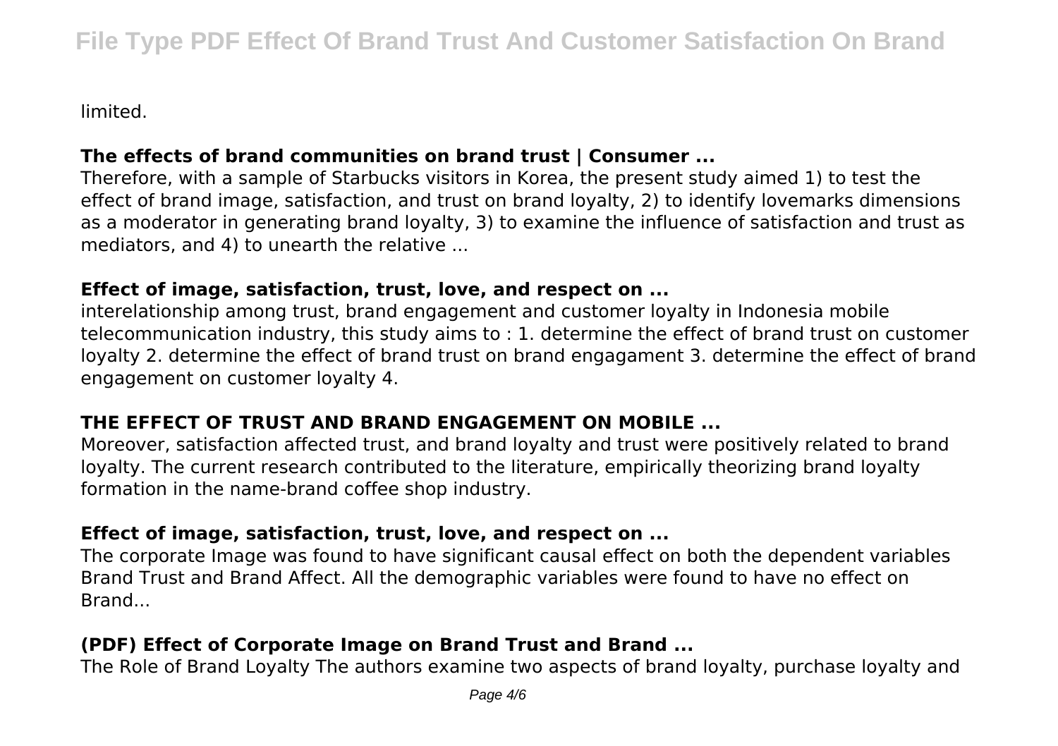limited.

### The effects of brand communities on brand trust | Consumer ...

Therefore, with a sample of Starbucks visitors in Korea, the present study aimed 1) to test the effect of brand image, satisfaction, and trust on brand loyalty, 2) to identify lovemarks dimensions as a moderator in generating brand loyalty, 3) to examine the influence of satisfaction and trust as mediators, and 4) to unearth the relative ...

### Effect of image, satisfaction, trust, love, and respect on ...

interelationship among trust, brand engagement and customer loyalty in Indonesia mobile telecommunication industry, this study aims to : 1. determine the effect of brand trust on customer loyalty 2. determine the effect of brand trust on brand engagament 3. determine the effect of brand engagement on customer loyalty 4.

### THE EFFECT OF TRUST AND BRAND ENGAGEMENT ON MOBILE ...

Moreover, satisfaction affected trust, and brand loyalty and trust were positively related to brand loyalty. The current research contributed to the literature, empirically theorizing brand loyalty formation in the name-brand coffee shop industry.

### Effect of image, satisfaction, trust, love, and respect on ...

The corporate Image was found to have significant causal effect on both the dependent variables Brand Trust and Brand Affect. All the demographic variables were found to have no effect on Brand...

### (PDF) Effect of Corporate Image on Brand Trust and Brand ...

The Role of Brand Loyalty The authors examine two aspects of brand loyalty, purchase loyalty and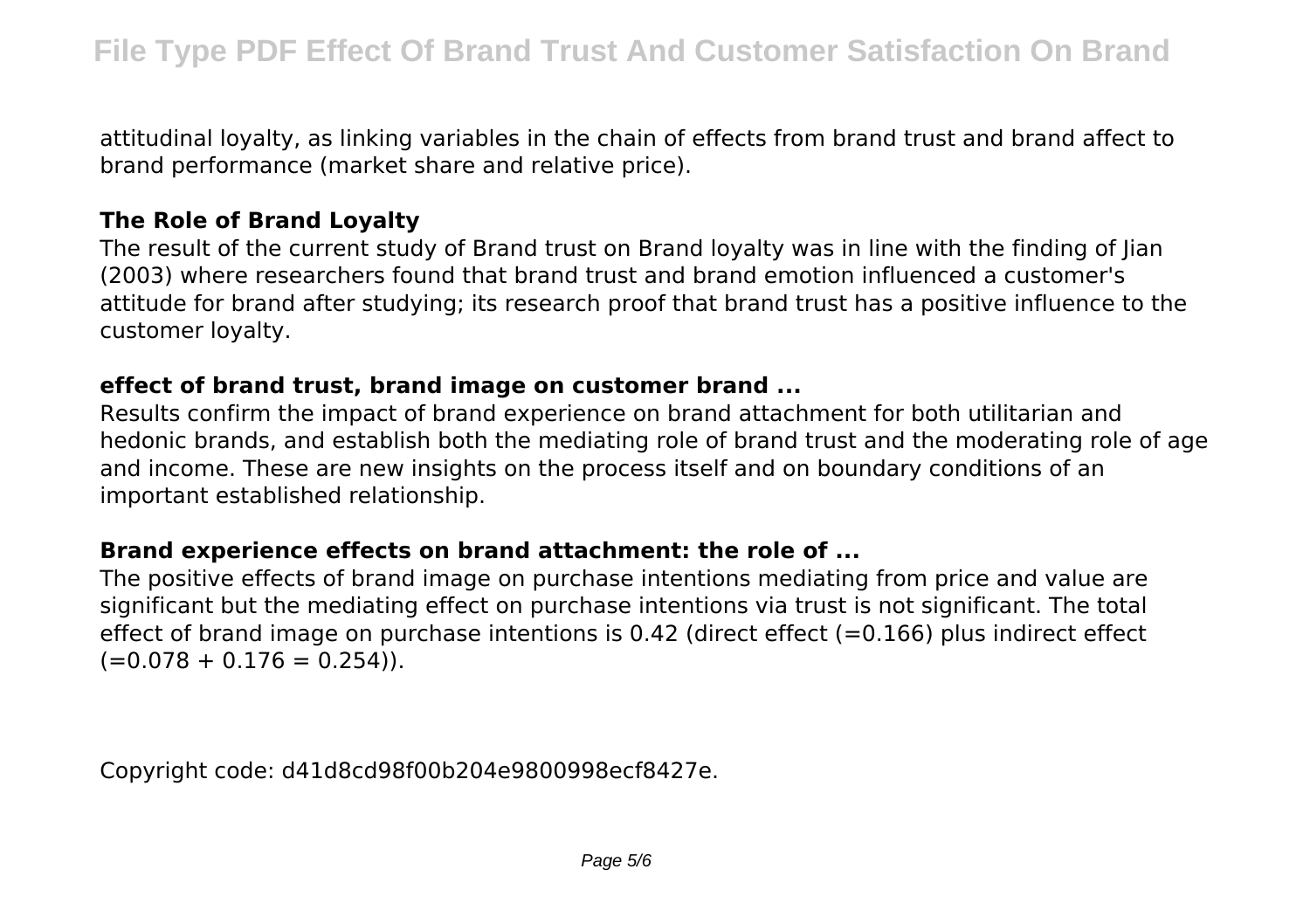attitudinal loyalty, as linking variables in the chain of effects from brand trust and brand affect to brand performance (market share and relative price).

**The Role of Brand Loyalty**

The result of the current study of Brand trust on Brand loyalty was in line with the finding of Jian (2003) where researchers found that brand trust and brand emotion influenced a customer's attitude for brand after studying; its research proof that brand trust has a positive influence to the customer loyalty.

**effect of brand trust, brand image on customer brand ...**

Results confirm the impact of brand experience on brand attachment for both utilitarian and hedonic brands, and establish both the mediating role of brand trust and the moderating role of age and income. These are new insights on the process itself and on boundary conditions of an important established relationship.

**Brand experience effects on brand attachment: the role of ...**

The positive effects of brand image on purchase intentions mediating from price and value are significant but the mediating effect on purchase intentions via trust is not significant. The total effect of brand image on purchase intentions is 0.42 (direct effect (=0.166) plus indirect effect (=0.078 + 0.176 = 0.254)).

Copyright code: d41d8cd98f00b204e9800998ecf8427e.